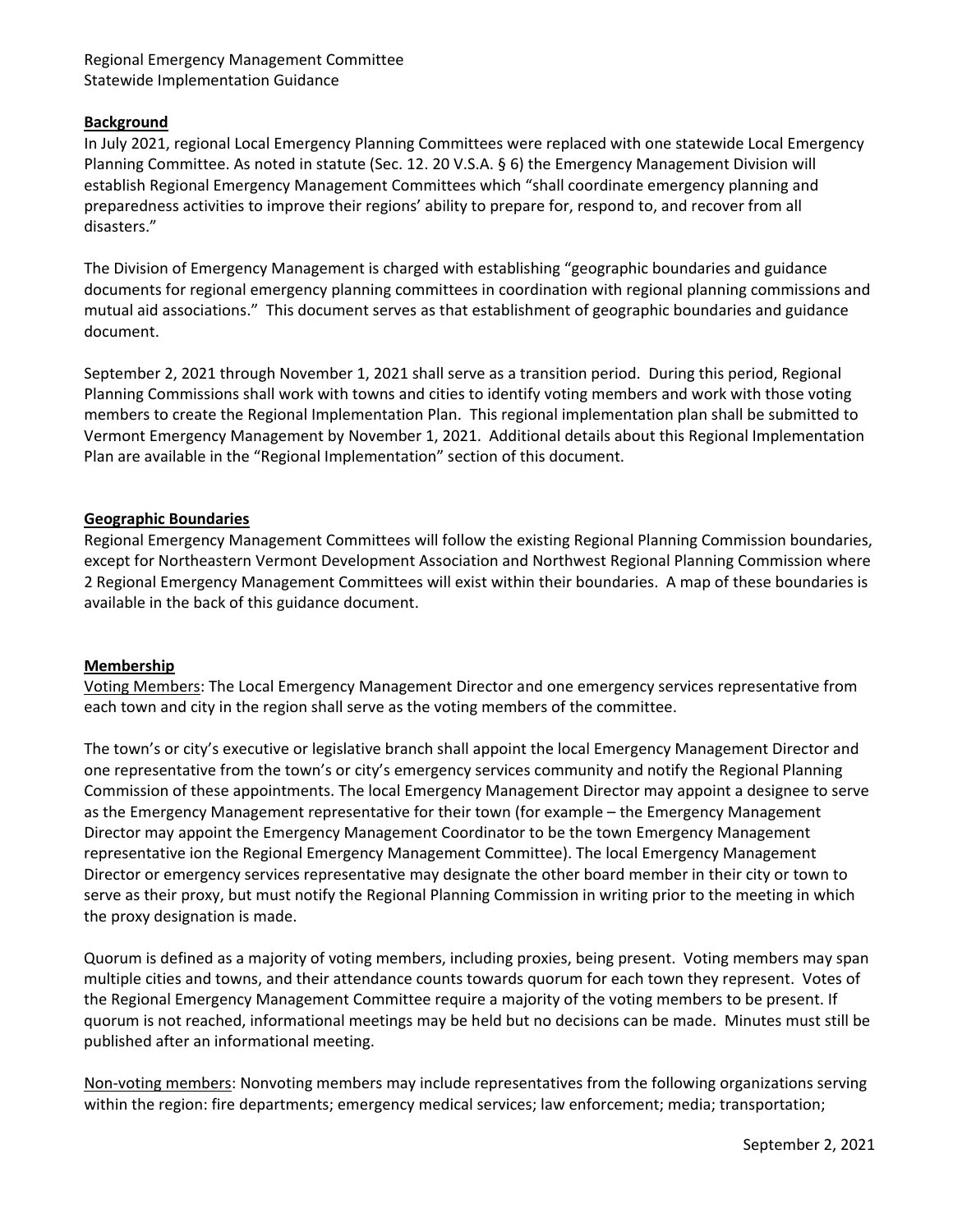Regional Emergency Management Committee
Statewide Implementation Guidance

## Background

In July 2021, regional Local Emergency Planning Committees were replaced with one statewide Local Emergency Planning Committee. As noted in statute (Sec. 12. 20 V.S.A. § 6) the Emergency Management Division will establish Regional Emergency Management Committees which "shall coordinate emergency planning and preparedness activities to improve their regions' ability to prepare for, respond to, and recover from all disasters."

The Division of Emergency Management is charged with establishing "geographic boundaries and guidance documents for regional emergency planning committees in coordination with regional planning commissions and mutual aid associations." This document serves as that establishment of geographic boundaries and guidance document.

September 2, 2021 through November 1, 2021 shall serve as a transition period. During this period, Regional Planning Commissions shall work with towns and cities to identify voting members and work with those voting members to create the Regional Implementation Plan. This regional implementation plan shall be submitted to Vermont Emergency Management by November 1, 2021. Additional details about this Regional Implementation Plan are available in the "Regional Implementation" section of this document.

## Geographic Boundaries

Regional Emergency Management Committees will follow the existing Regional Planning Commission boundaries, except for Northeastern Vermont Development Association and Northwest Regional Planning Commission where 2 Regional Emergency Management Committees will exist within their boundaries. A map of these boundaries is available in the back of this guidance document.

## Membership

Voting Members: The Local Emergency Management Director and one emergency services representative from each town and city in the region shall serve as the voting members of the committee.

The town's or city's executive or legislative branch shall appoint the local Emergency Management Director and one representative from the town's or city's emergency services community and notify the Regional Planning Commission of these appointments. The local Emergency Management Director may appoint a designee to serve as the Emergency Management representative for their town (for example – the Emergency Management Director may appoint the Emergency Management Coordinator to be the town Emergency Management representative ion the Regional Emergency Management Committee). The local Emergency Management Director or emergency services representative may designate the other board member in their city or town to serve as their proxy, but must notify the Regional Planning Commission in writing prior to the meeting in which the proxy designation is made.

Quorum is defined as a majority of voting members, including proxies, being present. Voting members may span multiple cities and towns, and their attendance counts towards quorum for each town they represent. Votes of the Regional Emergency Management Committee require a majority of the voting members to be present. If quorum is not reached, informational meetings may be held but no decisions can be made. Minutes must still be published after an informational meeting.

Non-voting members: Nonvoting members may include representatives from the following organizations serving within the region: fire departments; emergency medical services; law enforcement; media; transportation;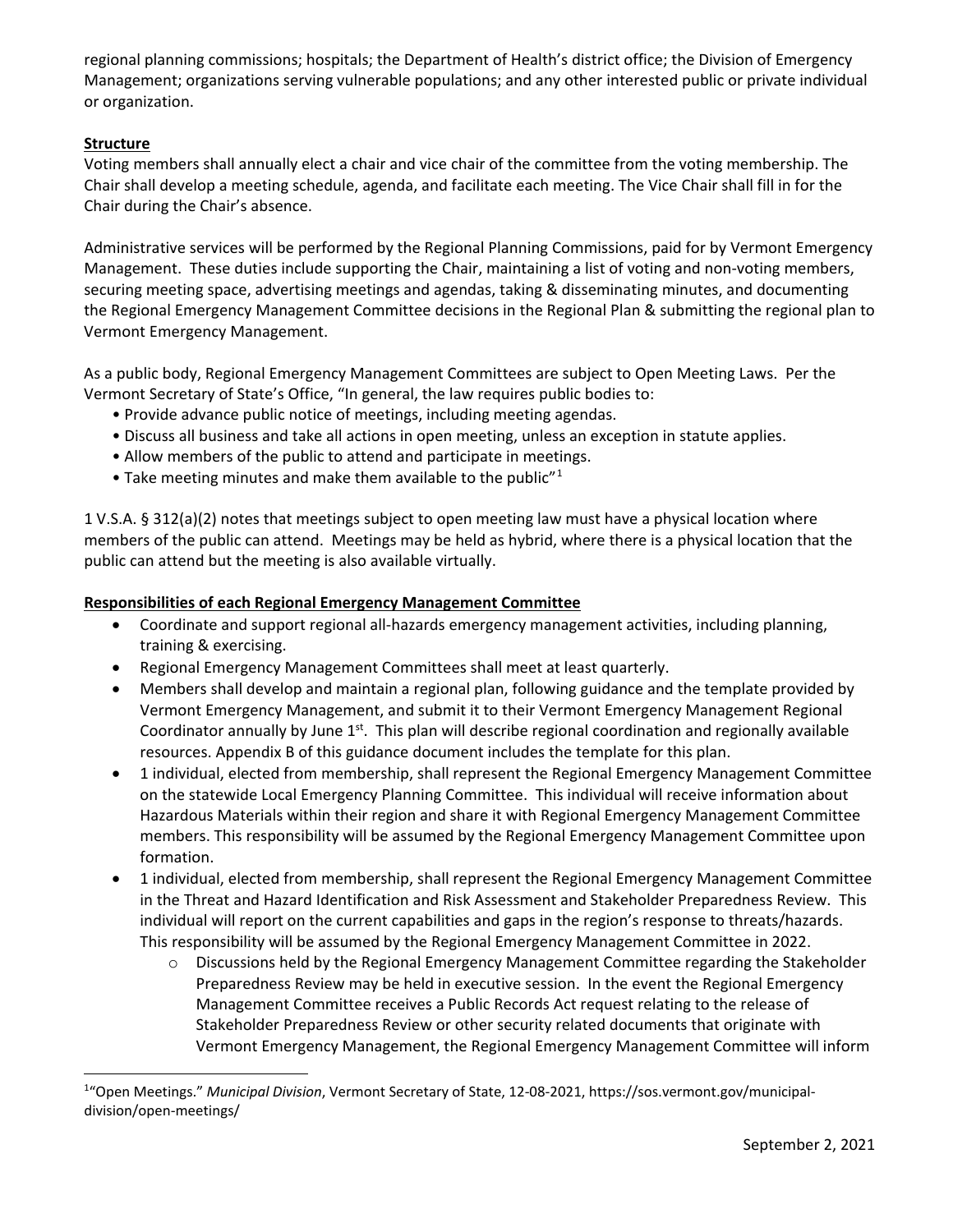regional planning commissions; hospitals; the Department of Health's district office; the Division of Emergency Management; organizations serving vulnerable populations; and any other interested public or private individual or organization.

**Structure**

Voting members shall annually elect a chair and vice chair of the committee from the voting membership. The Chair shall develop a meeting schedule, agenda, and facilitate each meeting. The Vice Chair shall fill in for the Chair during the Chair's absence.

Administrative services will be performed by the Regional Planning Commissions, paid for by Vermont Emergency Management. These duties include supporting the Chair, maintaining a list of voting and non-voting members, securing meeting space, advertising meetings and agendas, taking & disseminating minutes, and documenting the Regional Emergency Management Committee decisions in the Regional Plan & submitting the regional plan to Vermont Emergency Management.

As a public body, Regional Emergency Management Committees are subject to Open Meeting Laws. Per the Vermont Secretary of State's Office, "In general, the law requires public bodies to:

- Provide advance public notice of meetings, including meeting agendas.
- Discuss all business and take all actions in open meeting, unless an exception in statute applies.
- Allow members of the public to attend and participate in meetings.
- Take meeting minutes and make them available to the public"[1]

1 V.S.A. § 312(a)(2) notes that meetings subject to open meeting law must have a physical location where members of the public can attend. Meetings may be held as hybrid, where there is a physical location that the public can attend but the meeting is also available virtually.

**Responsibilities of each Regional Emergency Management Committee**

- Coordinate and support regional all-hazards emergency management activities, including planning, training & exercising.
- Regional Emergency Management Committees shall meet at least quarterly.
- Members shall develop and maintain a regional plan, following guidance and the template provided by Vermont Emergency Management, and submit it to their Vermont Emergency Management Regional Coordinator annually by June 1st. This plan will describe regional coordination and regionally available resources. Appendix B of this guidance document includes the template for this plan.
- 1 individual, elected from membership, shall represent the Regional Emergency Management Committee on the statewide Local Emergency Planning Committee. This individual will receive information about Hazardous Materials within their region and share it with Regional Emergency Management Committee members. This responsibility will be assumed by the Regional Emergency Management Committee upon formation.
- 1 individual, elected from membership, shall represent the Regional Emergency Management Committee in the Threat and Hazard Identification and Risk Assessment and Stakeholder Preparedness Review. This individual will report on the current capabilities and gaps in the region's response to threats/hazards. This responsibility will be assumed by the Regional Emergency Management Committee in 2022.
    - Discussions held by the Regional Emergency Management Committee regarding the Stakeholder Preparedness Review may be held in executive session. In the event the Regional Emergency Management Committee receives a Public Records Act request relating to the release of Stakeholder Preparedness Review or other security related documents that originate with Vermont Emergency Management, the Regional Emergency Management Committee will inform

[1] "Open Meetings." *Municipal Division*, Vermont Secretary of State, 12-08-2021, https://sos.vermont.gov/municipal-division/open-meetings/

September 2, 2021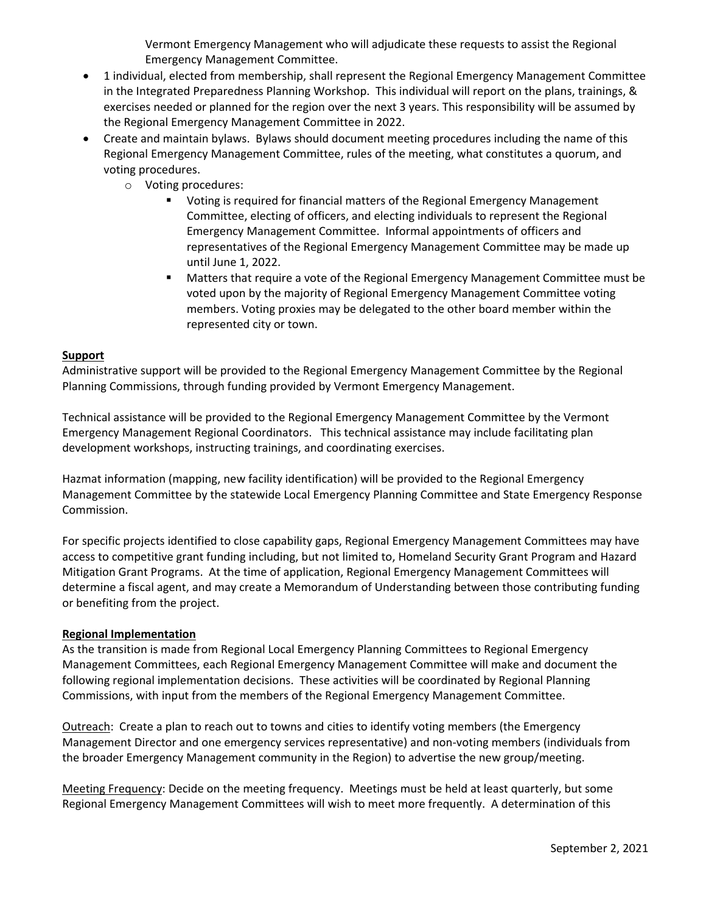Vermont Emergency Management who will adjudicate these requests to assist the Regional Emergency Management Committee.

- 1 individual, elected from membership, shall represent the Regional Emergency Management Committee in the Integrated Preparedness Planning Workshop. This individual will report on the plans, trainings, & exercises needed or planned for the region over the next 3 years. This responsibility will be assumed by the Regional Emergency Management Committee in 2022.
- Create and maintain bylaws. Bylaws should document meeting procedures including the name of this Regional Emergency Management Committee, rules of the meeting, what constitutes a quorum, and voting procedures.
    - Voting procedures:
        - Voting is required for financial matters of the Regional Emergency Management Committee, electing of officers, and electing individuals to represent the Regional Emergency Management Committee. Informal appointments of officers and representatives of the Regional Emergency Management Committee may be made up until June 1, 2022.
        - Matters that require a vote of the Regional Emergency Management Committee must be voted upon by the majority of Regional Emergency Management Committee voting members. Voting proxies may be delegated to the other board member within the represented city or town.

**Support**

Administrative support will be provided to the Regional Emergency Management Committee by the Regional Planning Commissions, through funding provided by Vermont Emergency Management.

Technical assistance will be provided to the Regional Emergency Management Committee by the Vermont Emergency Management Regional Coordinators. This technical assistance may include facilitating plan development workshops, instructing trainings, and coordinating exercises.

Hazmat information (mapping, new facility identification) will be provided to the Regional Emergency Management Committee by the statewide Local Emergency Planning Committee and State Emergency Response Commission.

For specific projects identified to close capability gaps, Regional Emergency Management Committees may have access to competitive grant funding including, but not limited to, Homeland Security Grant Program and Hazard Mitigation Grant Programs. At the time of application, Regional Emergency Management Committees will determine a fiscal agent, and may create a Memorandum of Understanding between those contributing funding or benefiting from the project.

**Regional Implementation**

As the transition is made from Regional Local Emergency Planning Committees to Regional Emergency Management Committees, each Regional Emergency Management Committee will make and document the following regional implementation decisions. These activities will be coordinated by Regional Planning Commissions, with input from the members of the Regional Emergency Management Committee.

Outreach: Create a plan to reach out to towns and cities to identify voting members (the Emergency Management Director and one emergency services representative) and non-voting members (individuals from the broader Emergency Management community in the Region) to advertise the new group/meeting.

Meeting Frequency: Decide on the meeting frequency. Meetings must be held at least quarterly, but some Regional Emergency Management Committees will wish to meet more frequently. A determination of this

September 2, 2021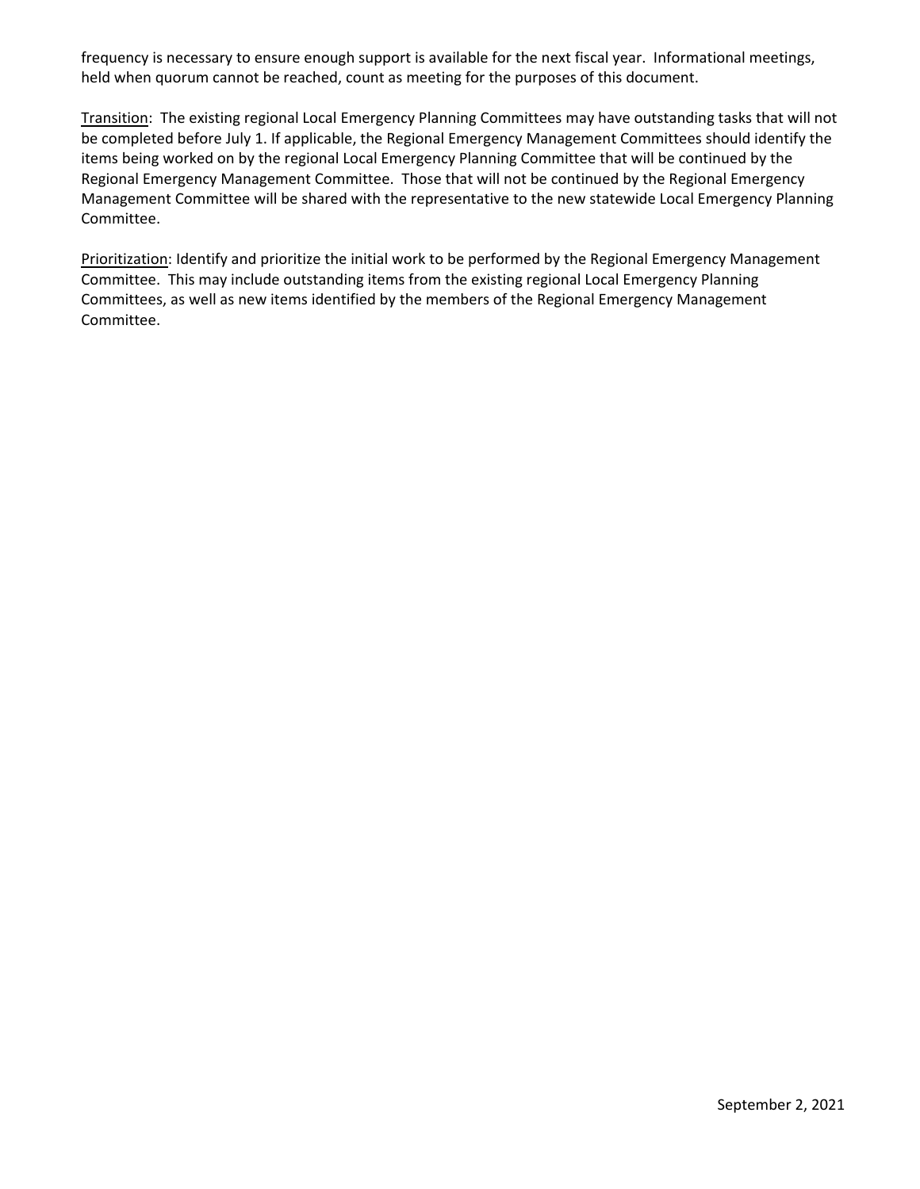frequency is necessary to ensure enough support is available for the next fiscal year. Informational meetings, held when quorum cannot be reached, count as meeting for the purposes of this document.

<u>Transition</u>: The existing regional Local Emergency Planning Committees may have outstanding tasks that will not be completed before July 1. If applicable, the Regional Emergency Management Committees should identify the items being worked on by the regional Local Emergency Planning Committee that will be continued by the Regional Emergency Management Committee. Those that will not be continued by the Regional Emergency Management Committee will be shared with the representative to the new statewide Local Emergency Planning Committee.

<u>Prioritization</u>: Identify and prioritize the initial work to be performed by the Regional Emergency Management Committee. This may include outstanding items from the existing regional Local Emergency Planning Committees, as well as new items identified by the members of the Regional Emergency Management Committee.

September 2, 2021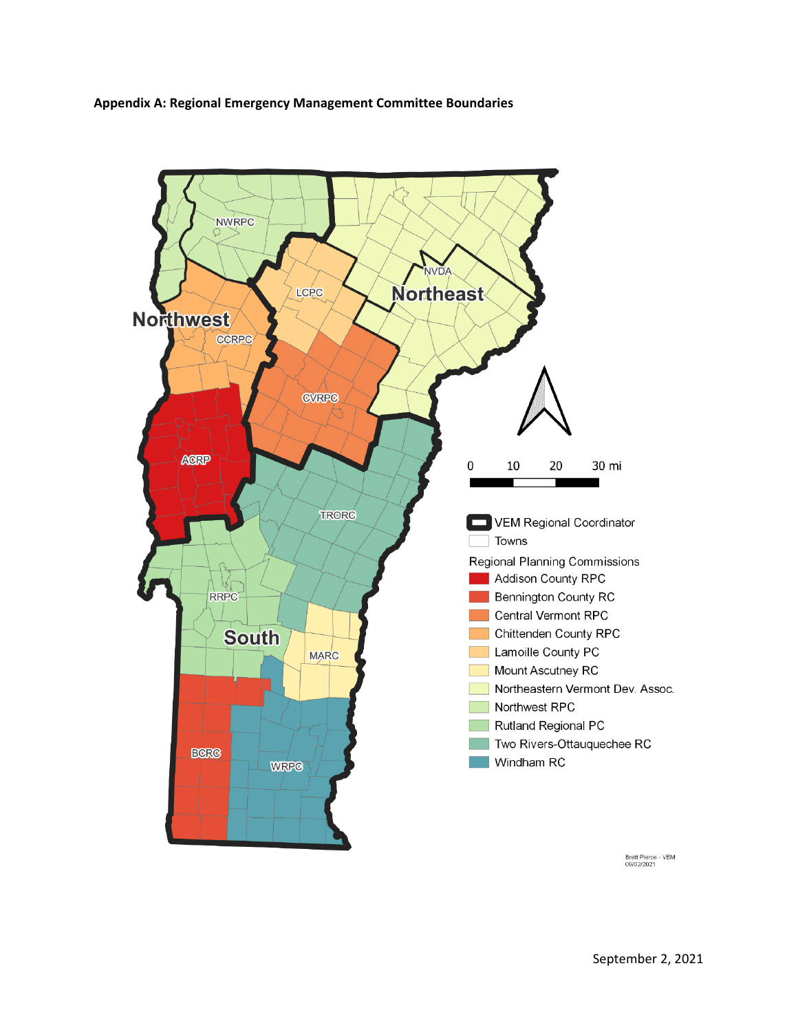**Appendix A: Regional Emergency Management Committee Boundaries**

September 2, 2021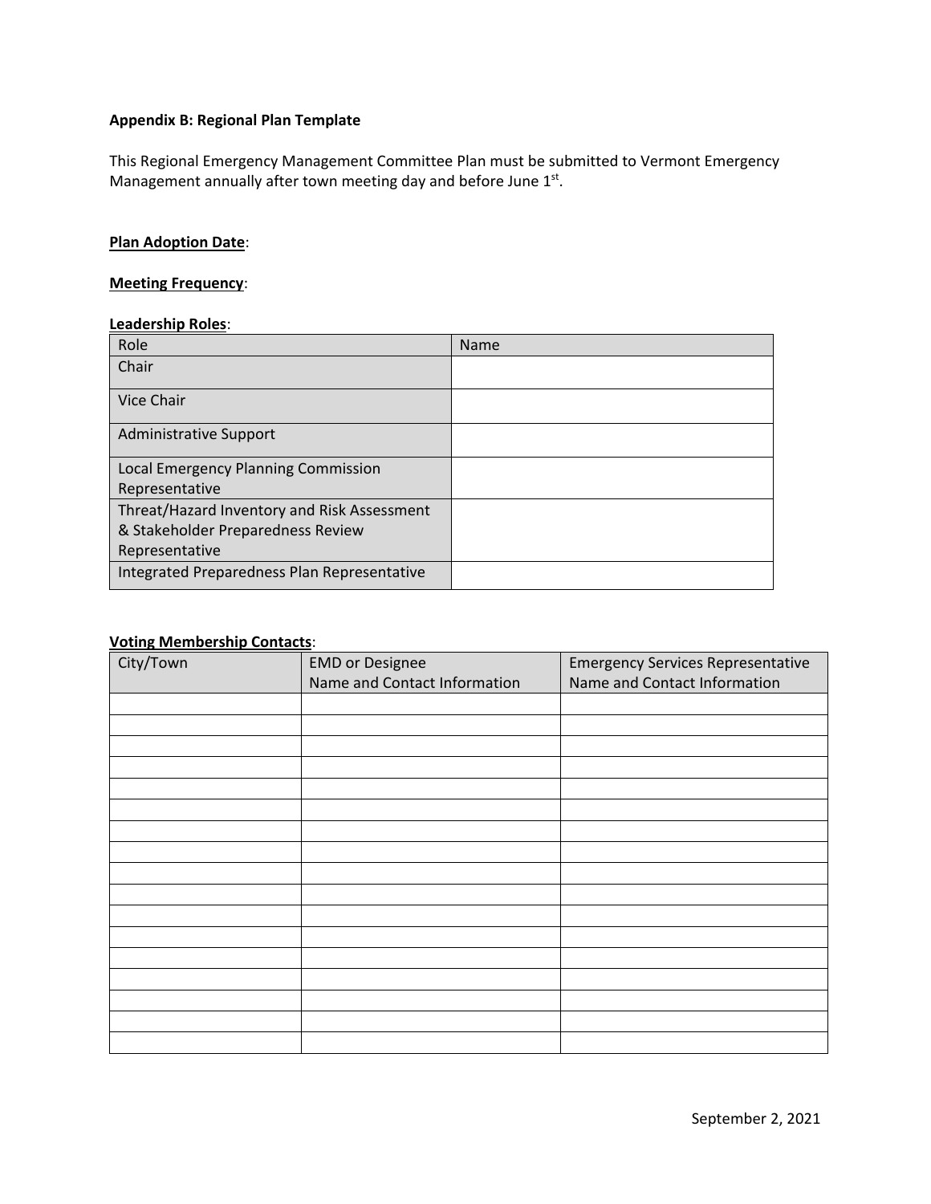### Appendix B: Regional Plan Template

This Regional Emergency Management Committee Plan must be submitted to Vermont Emergency Management annually after town meeting day and before June 1st.

**Plan Adoption Date**:

**Meeting Frequency**:

**Leadership Roles**:

| Role | Name |
|---|---|
| Chair | |
| Vice Chair | |
| Administrative Support | |
| Local Emergency Planning Commission Representative | |
| Threat/Hazard Inventory and Risk Assessment & Stakeholder Preparedness Review Representative | |
| Integrated Preparedness Plan Representative | |

**Voting Membership Contacts**:

| City/Town | EMD or Designee Name and Contact Information | Emergency Services Representative Name and Contact Information |
|---|---|---|
| | | |
| | | |
| | | |
| | | |
| | | |
| | | |
| | | |
| | | |
| | | |
| | | |
| | | |
| | | |
| | | |
| | | |
| | | |
| | | |
| | | |

September 2, 2021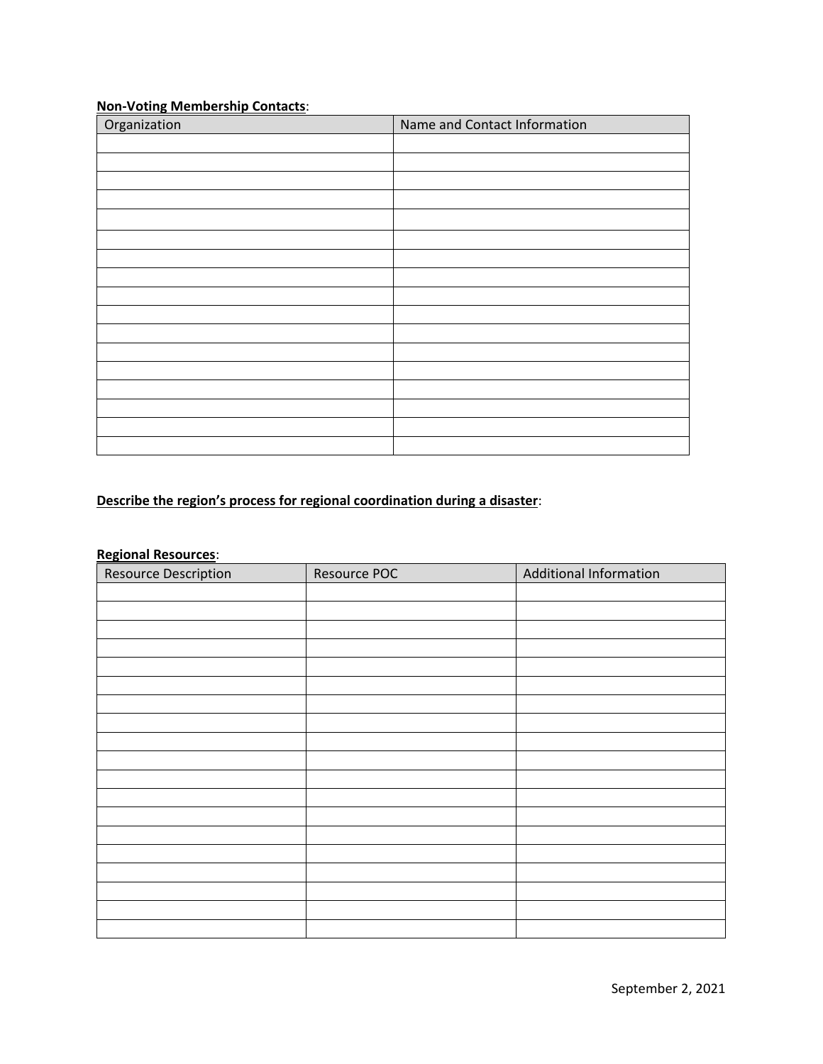**Non-Voting Membership Contacts**:

| Organization | Name and Contact Information |
| --- | --- |
| | |
| | |
| | |
| | |
| | |
| | |
| | |
| | |
| | |
| | |
| | |
| | |
| | |
| | |
| | |
| | |
| | |

**Describe the region's process for regional coordination during a disaster**:

**Regional Resources**:

| Resource Description | Resource POC | Additional Information |
| --- | --- | --- |
| | | |
| | | |
| | | |
| | | |
| | | |
| | | |
| | | |
| | | |
| | | |
| | | |
| | | |
| | | |
| | | |
| | | |
| | | |
| | | |
| | | |
| | | |
| | | |

September 2, 2021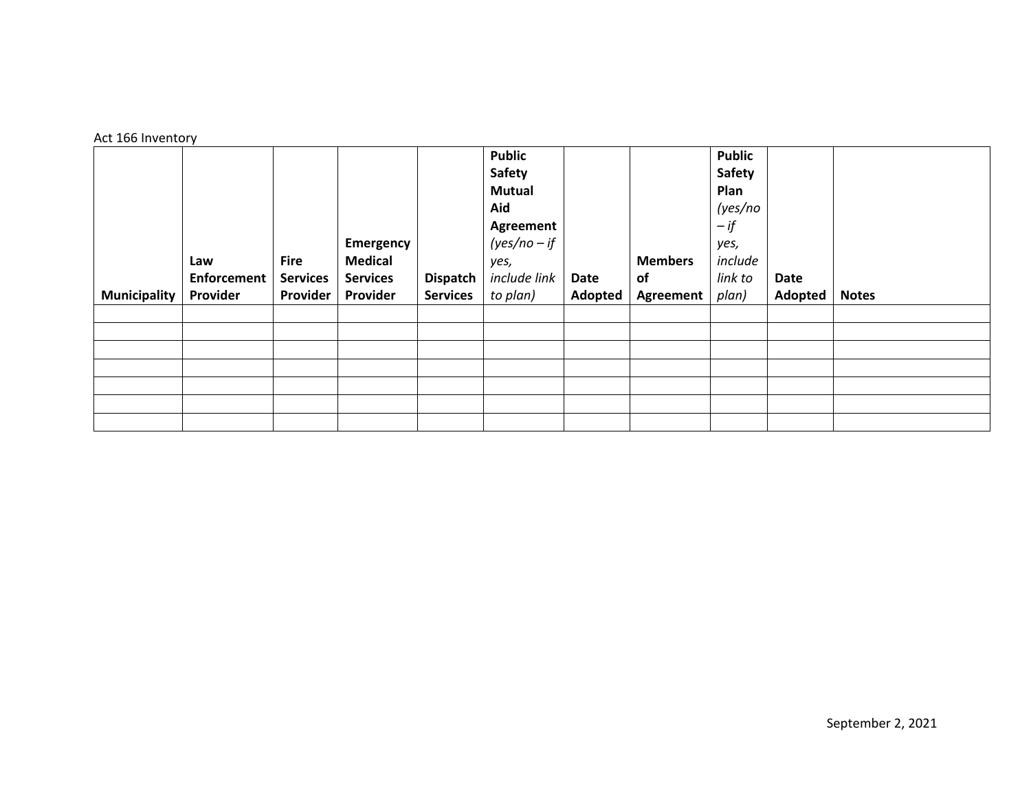Act 166 Inventory

| **Municipality** | **Law Enforcement Provider** | **Fire Services Provider** | **Emergency Medical Services Provider** | **Dispatch Services** | **Public Safety Mutual Aid Agreement** *(yes/no – if yes, include link to plan)* | **Date Adopted** | **Members of Agreement** | **Public Safety Plan** *(yes/no – if yes, include link to plan)* | **Date Adopted** | **Notes** |
|---|---|---|---|---|---|---|---|---|---|---|
| | | | | | | | | | | |
| | | | | | | | | | | |
| | | | | | | | | | | |
| | | | | | | | | | | |
| | | | | | | | | | | |
| | | | | | | | | | | |
| | | | | | | | | | | |

September 2, 2021